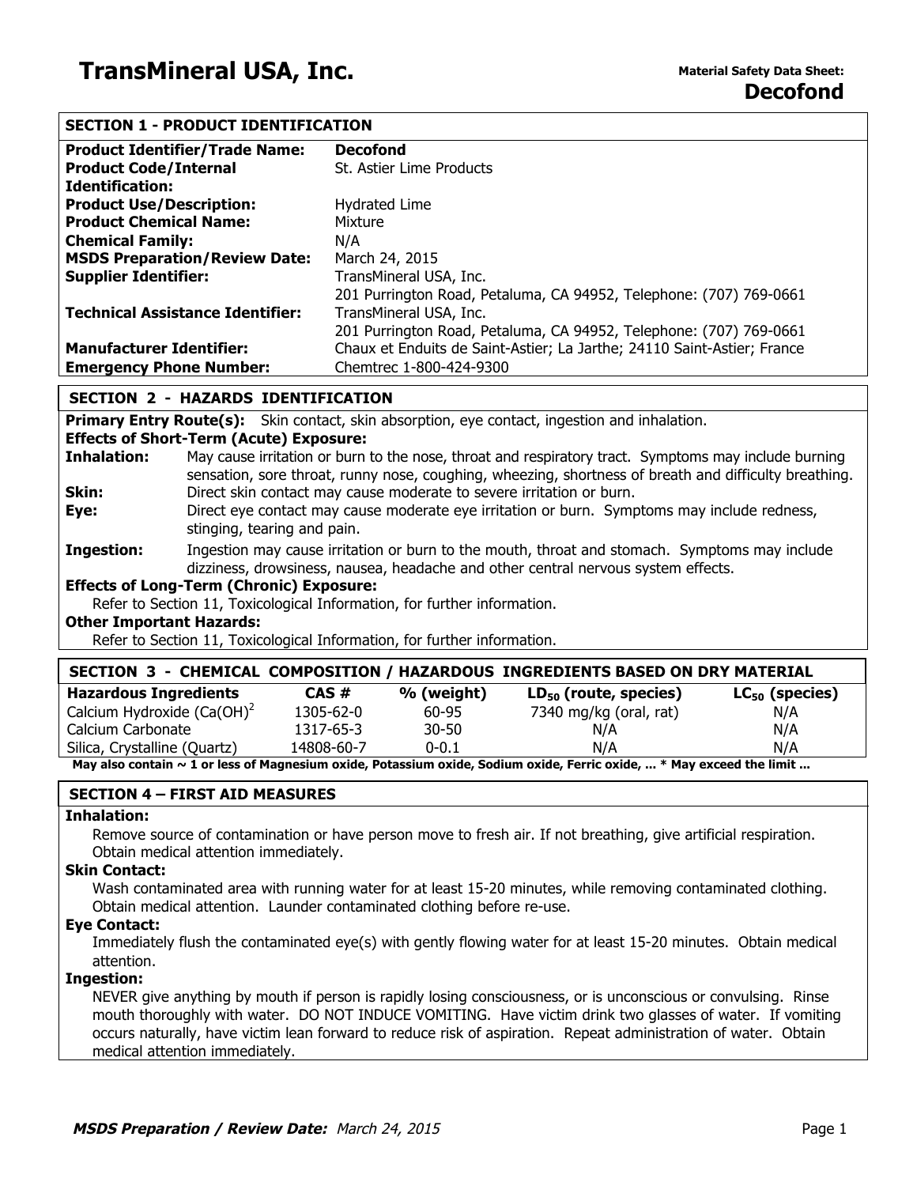# TransMineral USA, Inc.

**Material Safety Data Sheet:**
**Decofond**

## SECTION 1 - PRODUCT IDENTIFICATION

| | |
|---|---|
| **Product Identifier/Trade Name:** | **Decofond** |
| **Product Code/Internal Identification:** | St. Astier Lime Products |
| **Product Use/Description:** | Hydrated Lime |
| **Product Chemical Name:** | Mixture |
| **Chemical Family:** | N/A |
| **MSDS Preparation/Review Date:** | March 24, 2015 |
| **Supplier Identifier:** | TransMineral USA, Inc. 201 Purrington Road, Petaluma, CA 94952, Telephone: (707) 769-0661 |
| **Technical Assistance Identifier:** | TransMineral USA, Inc. 201 Purrington Road, Petaluma, CA 94952, Telephone: (707) 769-0661 |
| **Manufacturer Identifier:** | Chaux et Enduits de Saint-Astier; La Jarthe; 24110 Saint-Astier; France |
| **Emergency Phone Number:** | Chemtrec 1-800-424-9300 |

## SECTION 2 - HAZARDS IDENTIFICATION

**Primary Entry Route(s):** Skin contact, skin absorption, eye contact, ingestion and inhalation.

**Effects of Short-Term (Acute) Exposure:**

**Inhalation:** May cause irritation or burn to the nose, throat and respiratory tract. Symptoms may include burning sensation, sore throat, runny nose, coughing, wheezing, shortness of breath and difficulty breathing.

**Skin:** Direct skin contact may cause moderate to severe irritation or burn.

**Eye:** Direct eye contact may cause moderate eye irritation or burn. Symptoms may include redness, stinging, tearing and pain.

**Ingestion:** Ingestion may cause irritation or burn to the mouth, throat and stomach. Symptoms may include dizziness, drowsiness, nausea, headache and other central nervous system effects.

**Effects of Long-Term (Chronic) Exposure:**

Refer to Section 11, Toxicological Information, for further information.

**Other Important Hazards:**

Refer to Section 11, Toxicological Information, for further information.

## SECTION 3 - CHEMICAL COMPOSITION / HAZARDOUS INGREDIENTS BASED ON DRY MATERIAL

| Hazardous Ingredients | CAS # | % (weight) | $LD_{50}$ (route, species) | $LC_{50}$ (species) |
|---|---|---|---|---|
| Calcium Hydroxide $(Ca(OH)^2$ | 1305-62-0 | 60-95 | 7340 mg/kg (oral, rat) | N/A |
| Calcium Carbonate | 1317-65-3 | 30-50 | N/A | N/A |
| Silica, Crystalline (Quartz) | 14808-60-7 | 0-0.1 | N/A | N/A |

**May also contain ~ 1 or less of Magnesium oxide, Potassium oxide, Sodium oxide, Ferric oxide, ... * May exceed the limit ...**

## SECTION 4 – FIRST AID MEASURES

**Inhalation:**

Remove source of contamination or have person move to fresh air. If not breathing, give artificial respiration. Obtain medical attention immediately.

**Skin Contact:**

Wash contaminated area with running water for at least 15-20 minutes, while removing contaminated clothing. Obtain medical attention. Launder contaminated clothing before re-use.

**Eye Contact:**

Immediately flush the contaminated eye(s) with gently flowing water for at least 15-20 minutes. Obtain medical attention.

**Ingestion:**

NEVER give anything by mouth if person is rapidly losing consciousness, or is unconscious or convulsing. Rinse mouth thoroughly with water. DO NOT INDUCE VOMITING. Have victim drink two glasses of water. If vomiting occurs naturally, have victim lean forward to reduce risk of aspiration. Repeat administration of water. Obtain medical attention immediately.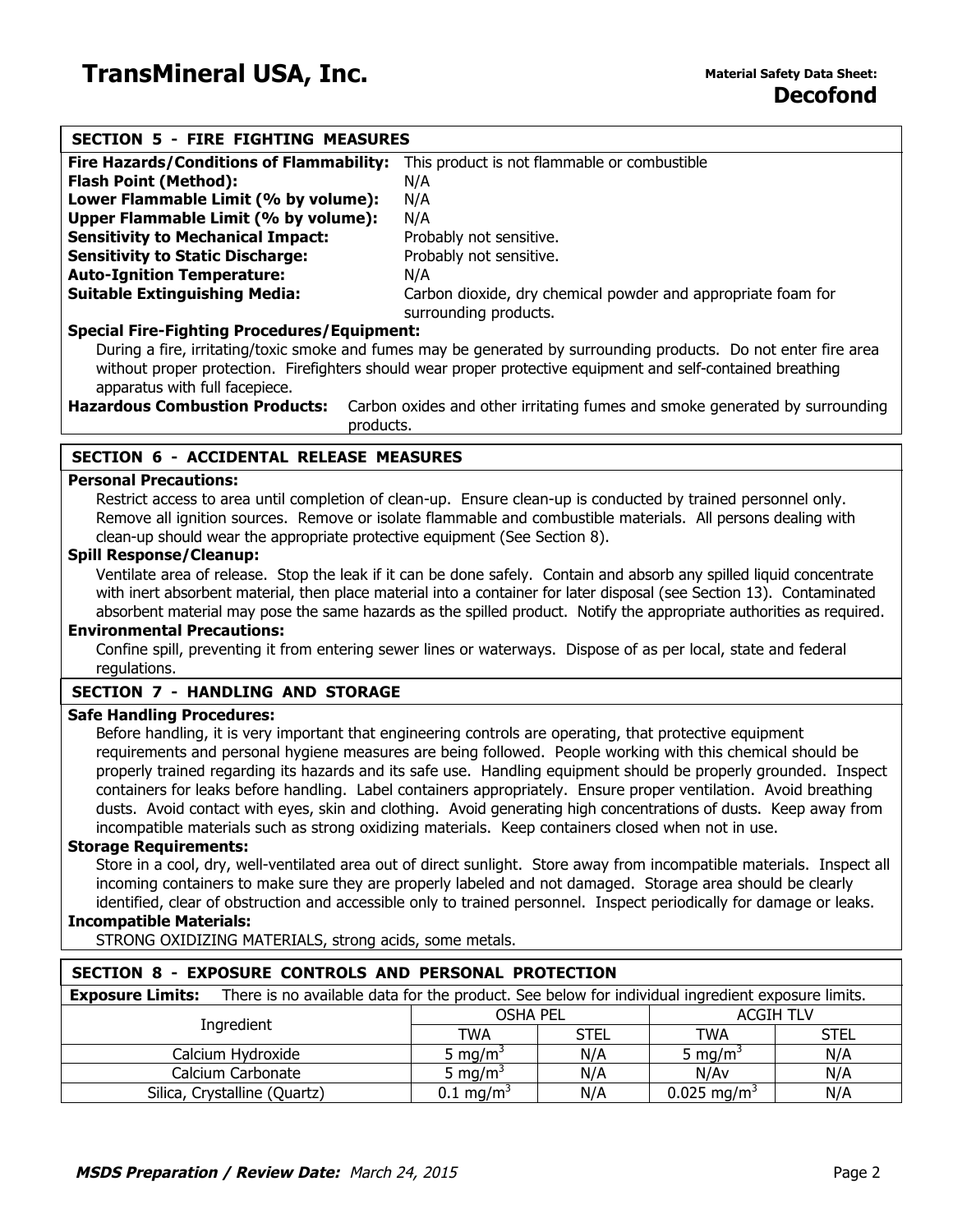## SECTION 5 - FIRE FIGHTING MEASURES

**Fire Hazards/Conditions of Flammability:** This product is not flammable or combustible
**Flash Point (Method):** N/A
**Lower Flammable Limit (% by volume):** N/A
**Upper Flammable Limit (% by volume):** N/A
**Sensitivity to Mechanical Impact:** Probably not sensitive.
**Sensitivity to Static Discharge:** Probably not sensitive.
**Auto-Ignition Temperature:** N/A
**Suitable Extinguishing Media:** Carbon dioxide, dry chemical powder and appropriate foam for surrounding products.

**Special Fire-Fighting Procedures/Equipment:**
During a fire, irritating/toxic smoke and fumes may be generated by surrounding products. Do not enter fire area without proper protection. Firefighters should wear proper protective equipment and self-contained breathing apparatus with full facepiece.

**Hazardous Combustion Products:** Carbon oxides and other irritating fumes and smoke generated by surrounding products.

## SECTION 6 - ACCIDENTAL RELEASE MEASURES

**Personal Precautions:**
Restrict access to area until completion of clean-up. Ensure clean-up is conducted by trained personnel only. Remove all ignition sources. Remove or isolate flammable and combustible materials. All persons dealing with clean-up should wear the appropriate protective equipment (See Section 8).

**Spill Response/Cleanup:**
Ventilate area of release. Stop the leak if it can be done safely. Contain and absorb any spilled liquid concentrate with inert absorbent material, then place material into a container for later disposal (see Section 13). Contaminated absorbent material may pose the same hazards as the spilled product. Notify the appropriate authorities as required.

**Environmental Precautions:**
Confine spill, preventing it from entering sewer lines or waterways. Dispose of as per local, state and federal regulations.

## SECTION 7 - HANDLING AND STORAGE

**Safe Handling Procedures:**
Before handling, it is very important that engineering controls are operating, that protective equipment requirements and personal hygiene measures are being followed. People working with this chemical should be properly trained regarding its hazards and its safe use. Handling equipment should be properly grounded. Inspect containers for leaks before handling. Label containers appropriately. Ensure proper ventilation. Avoid breathing dusts. Avoid contact with eyes, skin and clothing. Avoid generating high concentrations of dusts. Keep away from incompatible materials such as strong oxidizing materials. Keep containers closed when not in use.

**Storage Requirements:**
Store in a cool, dry, well-ventilated area out of direct sunlight. Store away from incompatible materials. Inspect all incoming containers to make sure they are properly labeled and not damaged. Storage area should be clearly identified, clear of obstruction and accessible only to trained personnel. Inspect periodically for damage or leaks.

**Incompatible Materials:**
STRONG OXIDIZING MATERIALS, strong acids, some metals.

## SECTION 8 - EXPOSURE CONTROLS AND PERSONAL PROTECTION

**Exposure Limits:** There is no available data for the product. See below for individual ingredient exposure limits.

| Ingredient | OSHA PEL | | ACGIH TLV | |
|---|---|---|---|---|
| | TWA | STEL | TWA | STEL |
| Calcium Hydroxide | 5 $mg/m^3$ | N/A | 5 $mg/m^3$ | N/A |
| Calcium Carbonate | 5 $mg/m^3$ | N/A | N/Av | N/A |
| Silica, Crystalline (Quartz) | 0.1 $mg/m^3$ | N/A | 0.025 $mg/m^3$ | N/A |

***MSDS Preparation / Review Date:*** *March 24, 2015*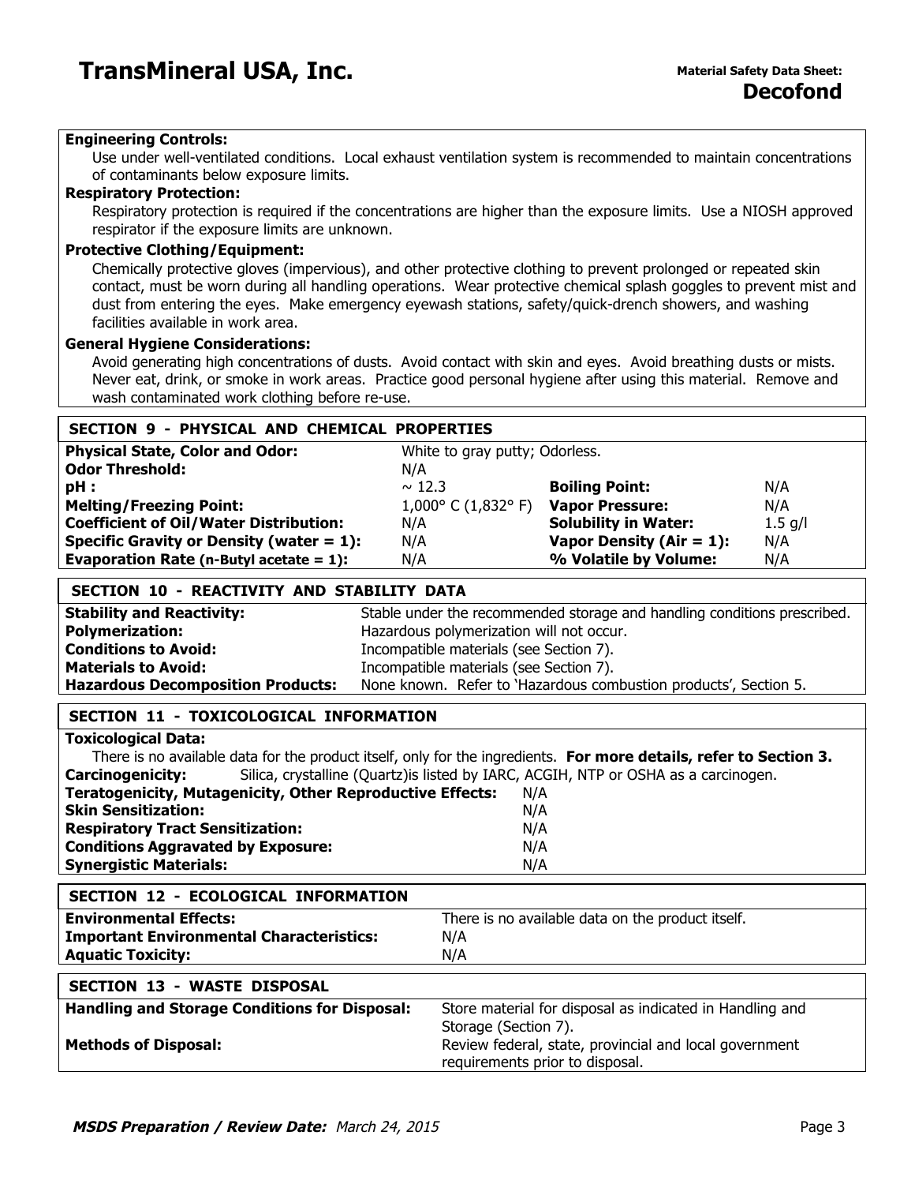**Engineering Controls:**

Use under well-ventilated conditions. Local exhaust ventilation system is recommended to maintain concentrations of contaminants below exposure limits.

**Respiratory Protection:**

Respiratory protection is required if the concentrations are higher than the exposure limits. Use a NIOSH approved respirator if the exposure limits are unknown.

**Protective Clothing/Equipment:**

Chemically protective gloves (impervious), and other protective clothing to prevent prolonged or repeated skin contact, must be worn during all handling operations. Wear protective chemical splash goggles to prevent mist and dust from entering the eyes. Make emergency eyewash stations, safety/quick-drench showers, and washing facilities available in work area.

**General Hygiene Considerations:**

Avoid generating high concentrations of dusts. Avoid contact with skin and eyes. Avoid breathing dusts or mists. Never eat, drink, or smoke in work areas. Practice good personal hygiene after using this material. Remove and wash contaminated work clothing before re-use.

## SECTION 9 - PHYSICAL AND CHEMICAL PROPERTIES

| | | | |
|---|---|---|---|
| **Physical State, Color and Odor:** | White to gray putty; Odorless. | | |
| **Odor Threshold:** | N/A | | |
| **pH :** | ~ 12.3 | **Boiling Point:** | N/A |
| **Melting/Freezing Point:** | 1,000° C (1,832° F) | **Vapor Pressure:** | N/A |
| **Coefficient of Oil/Water Distribution:** | N/A | **Solubility in Water:** | 1.5 g/l |
| **Specific Gravity or Density (water = 1):** | N/A | **Vapor Density (Air = 1):** | N/A |
| **Evaporation Rate (n-Butyl acetate = 1):** | N/A | **% Volatile by Volume:** | N/A |

## SECTION 10 - REACTIVITY AND STABILITY DATA

| | |
|---|---|
| **Stability and Reactivity:** | Stable under the recommended storage and handling conditions prescribed. |
| **Polymerization:** | Hazardous polymerization will not occur. |
| **Conditions to Avoid:** | Incompatible materials (see Section 7). |
| **Materials to Avoid:** | Incompatible materials (see Section 7). |
| **Hazardous Decomposition Products:** | None known. Refer to 'Hazardous combustion products', Section 5. |

## SECTION 11 - TOXICOLOGICAL INFORMATION

**Toxicological Data:**

There is no available data for the product itself, only for the ingredients. **For more details, refer to Section 3.**

**Carcinogenicity:** Silica, crystalline (Quartz)is listed by IARC, ACGIH, NTP or OSHA as a carcinogen.

| | |
|---|---|
| **Teratogenicity, Mutagenicity, Other Reproductive Effects:** | N/A |
| **Skin Sensitization:** | N/A |
| **Respiratory Tract Sensitization:** | N/A |
| **Conditions Aggravated by Exposure:** | N/A |
| **Synergistic Materials:** | N/A |

## SECTION 12 - ECOLOGICAL INFORMATION

| | |
|---|---|
| **Environmental Effects:** | There is no available data on the product itself. |
| **Important Environmental Characteristics:** | N/A |
| **Aquatic Toxicity:** | N/A |

## SECTION 13 - WASTE DISPOSAL

| | |
|---|---|
| **Handling and Storage Conditions for Disposal:** | Store material for disposal as indicated in Handling and Storage (Section 7). |
| **Methods of Disposal:** | Review federal, state, provincial and local government requirements prior to disposal. |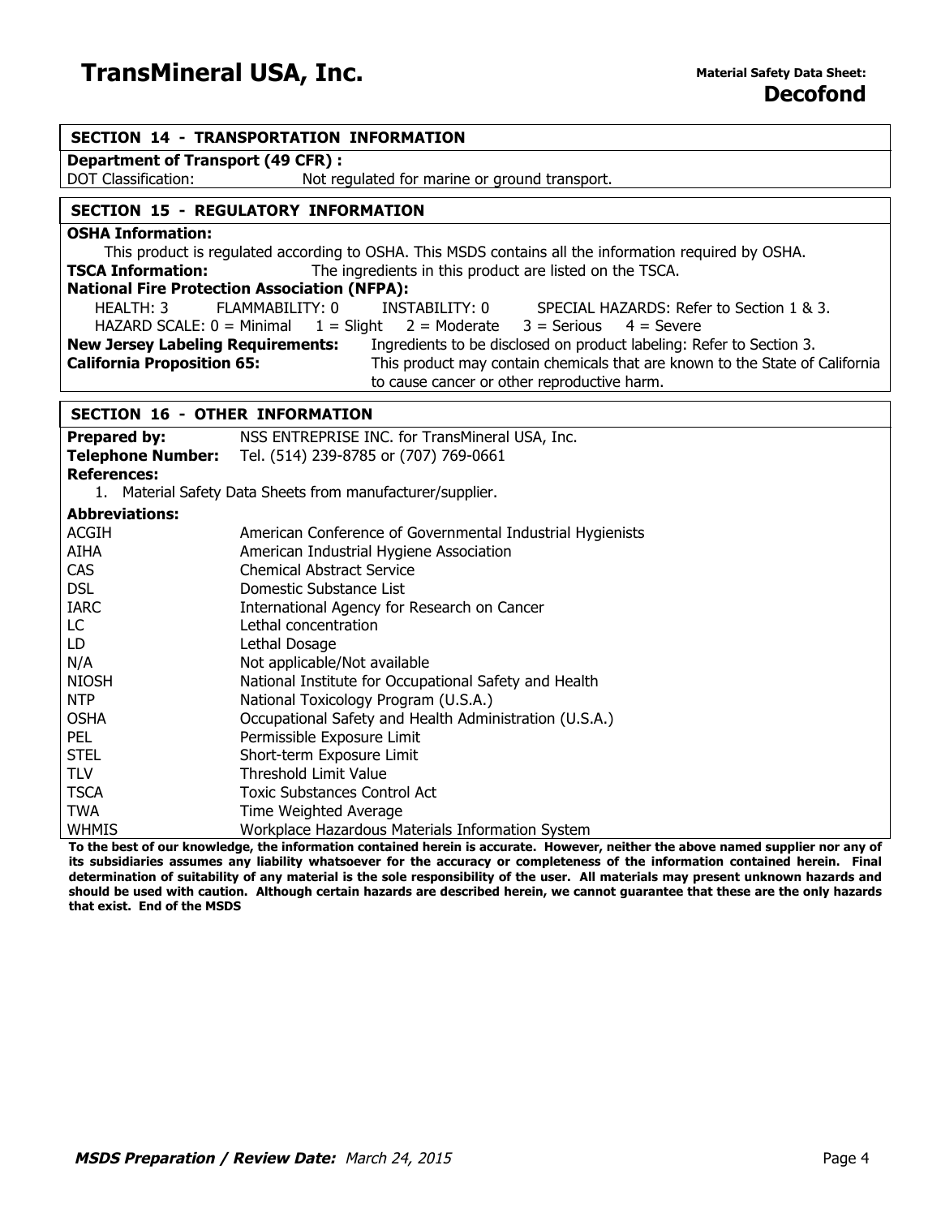## SECTION 14 - TRANSPORTATION INFORMATION

**Department of Transport (49 CFR) :**

DOT Classification: Not regulated for marine or ground transport.

## SECTION 15 - REGULATORY INFORMATION

**OSHA Information:**

This product is regulated according to OSHA. This MSDS contains all the information required by OSHA.

**TSCA Information:** The ingredients in this product are listed on the TSCA.

**National Fire Protection Association (NFPA):**

HEALTH: 3 FLAMMABILITY: 0 INSTABILITY: 0 SPECIAL HAZARDS: Refer to Section 1 & 3.

HAZARD SCALE: 0 = Minimal 1 = Slight 2 = Moderate 3 = Serious 4 = Severe

**New Jersey Labeling Requirements:** Ingredients to be disclosed on product labeling: Refer to Section 3.

**California Proposition 65:** This product may contain chemicals that are known to the State of California to cause cancer or other reproductive harm.

## SECTION 16 - OTHER INFORMATION

**Prepared by:** NSS ENTREPRISE INC. for TransMineral USA, Inc.

**Telephone Number:** Tel. (514) 239-8785 or (707) 769-0661

**References:**

1. Material Safety Data Sheets from manufacturer/supplier.

**Abbreviations:**

| | |
|---|---|
| ACGIH | American Conference of Governmental Industrial Hygienists |
| AIHA | American Industrial Hygiene Association |
| CAS | Chemical Abstract Service |
| DSL | Domestic Substance List |
| IARC | International Agency for Research on Cancer |
| LC | Lethal concentration |
| LD | Lethal Dosage |
| N/A | Not applicable/Not available |
| NIOSH | National Institute for Occupational Safety and Health |
| NTP | National Toxicology Program (U.S.A.) |
| OSHA | Occupational Safety and Health Administration (U.S.A.) |
| PEL | Permissible Exposure Limit |
| STEL | Short-term Exposure Limit |
| TLV | Threshold Limit Value |
| TSCA | Toxic Substances Control Act |
| TWA | Time Weighted Average |
| WHMIS | Workplace Hazardous Materials Information System |

**To the best of our knowledge, the information contained herein is accurate. However, neither the above named supplier nor any of its subsidiaries assumes any liability whatsoever for the accuracy or completeness of the information contained herein. Final determination of suitability of any material is the sole responsibility of the user. All materials may present unknown hazards and should be used with caution. Although certain hazards are described herein, we cannot guarantee that these are the only hazards that exist. End of the MSDS**

***MSDS Preparation / Review Date:*** *March 24, 2015*